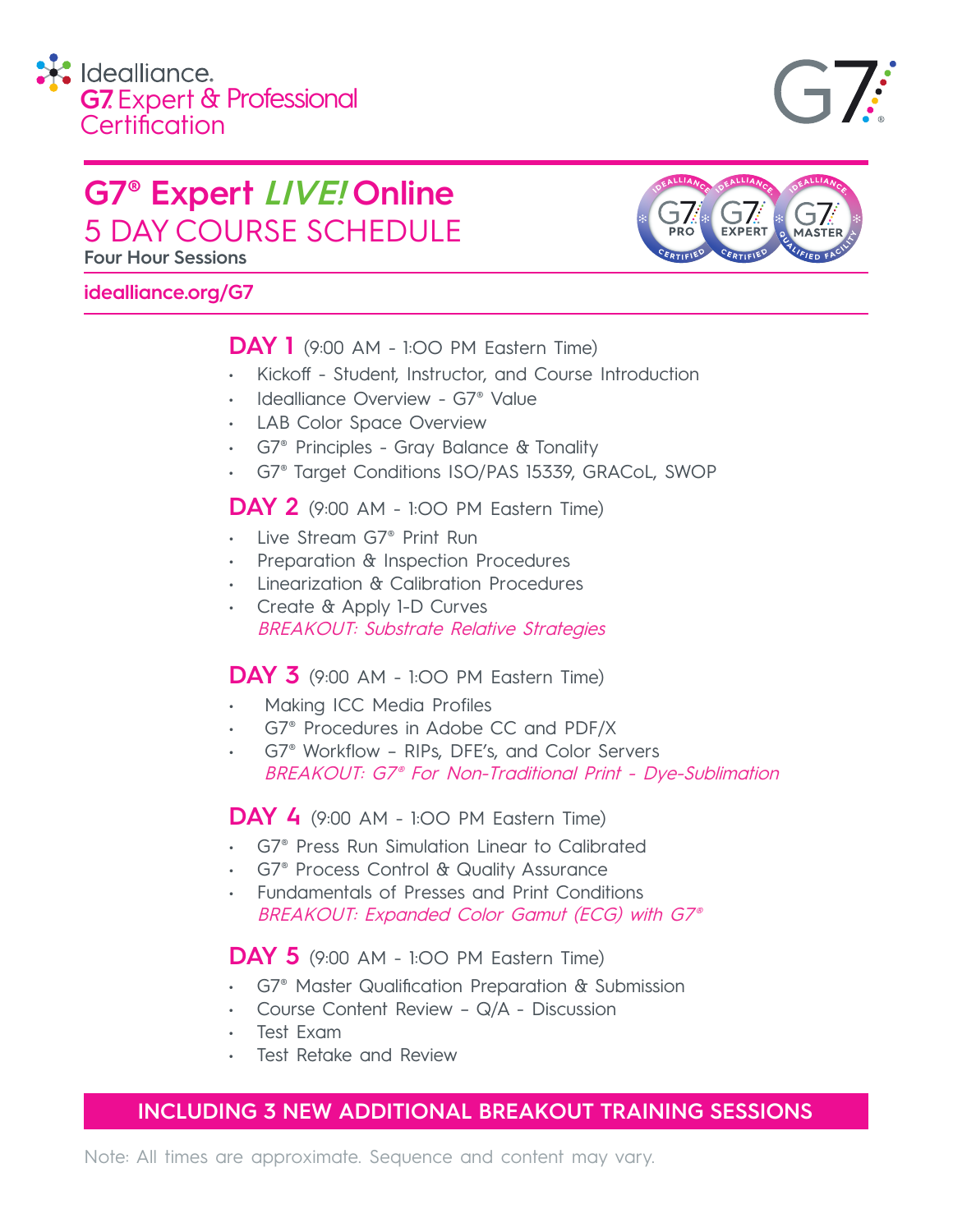Idealliance.
G7 Expert & Professional Certification

# G7® Expert *LIVE!* Online

## 5 DAY COURSE SCHEDULE

**Four Hour Sessions**

**idealliance.org/G7**

### DAY 1 (9:00 AM - 1:00 PM Eastern Time)

- Kickoff - Student, Instructor, and Course Introduction
- Idealliance Overview - G7® Value
- LAB Color Space Overview
- G7® Principles - Gray Balance & Tonality
- G7® Target Conditions ISO/PAS 15339, GRACoL, SWOP

### DAY 2 (9:00 AM - 1:00 PM Eastern Time)

- Live Stream G7® Print Run
- Preparation & Inspection Procedures
- Linearization & Calibration Procedures
- Create & Apply 1-D Curves

  *BREAKOUT: Substrate Relative Strategies*

### DAY 3 (9:00 AM - 1:00 PM Eastern Time)

- Making ICC Media Profiles
- G7® Procedures in Adobe CC and PDF/X
- G7® Workflow – RIPs, DFE's, and Color Servers

  *BREAKOUT: G7® For Non-Traditional Print - Dye-Sublimation*

### DAY 4 (9:00 AM - 1:00 PM Eastern Time)

- G7® Press Run Simulation Linear to Calibrated
- G7® Process Control & Quality Assurance
- Fundamentals of Presses and Print Conditions

  *BREAKOUT: Expanded Color Gamut (ECG) with G7®*

### DAY 5 (9:00 AM - 1:00 PM Eastern Time)

- G7® Master Qualification Preparation & Submission
- Course Content Review – Q/A - Discussion
- Test Exam
- Test Retake and Review

**INCLUDING 3 NEW ADDITIONAL BREAKOUT TRAINING SESSIONS**

Note: All times are approximate. Sequence and content may vary.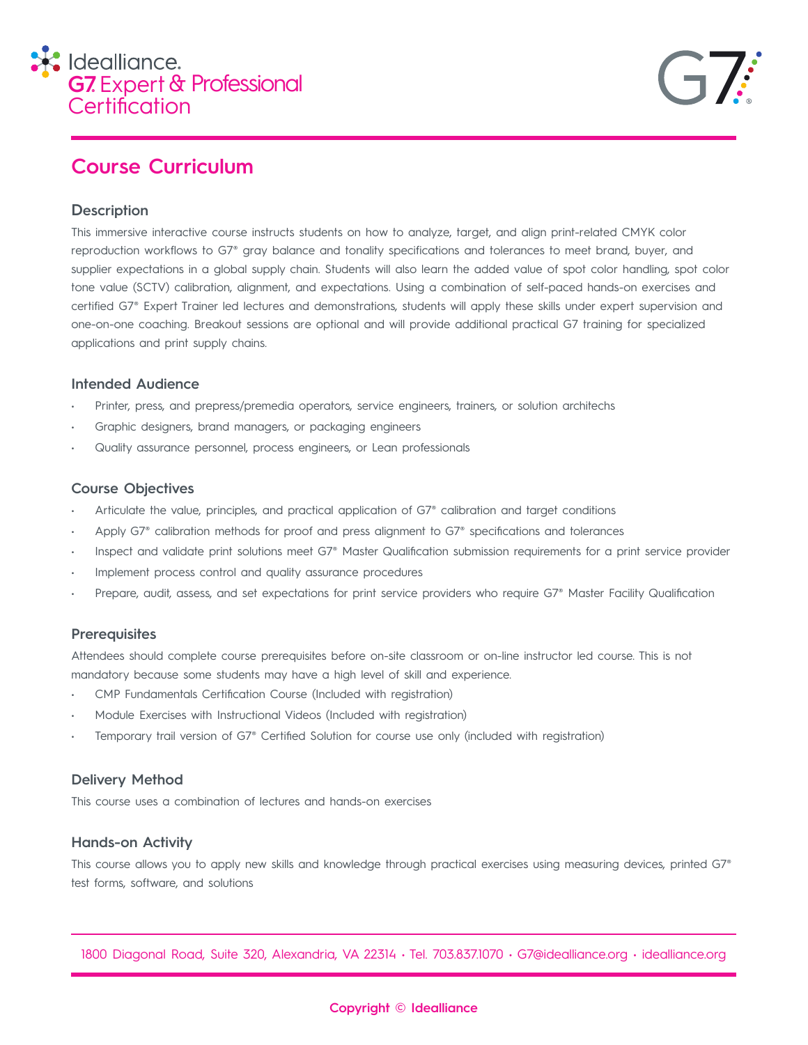Idealliance.
G7 Expert & Professional Certification

## Course Curriculum

### Description

This immersive interactive course instructs students on how to analyze, target, and align print-related CMYK color reproduction workflows to G7® gray balance and tonality specifications and tolerances to meet brand, buyer, and supplier expectations in a global supply chain. Students will also learn the added value of spot color handling, spot color tone value (SCTV) calibration, alignment, and expectations. Using a combination of self-paced hands-on exercises and certified G7® Expert Trainer led lectures and demonstrations, students will apply these skills under expert supervision and one-on-one coaching. Breakout sessions are optional and will provide additional practical G7 training for specialized applications and print supply chains.

### Intended Audience

- Printer, press, and prepress/premedia operators, service engineers, trainers, or solution architechs
- Graphic designers, brand managers, or packaging engineers
- Quality assurance personnel, process engineers, or Lean professionals

### Course Objectives

- Articulate the value, principles, and practical application of G7® calibration and target conditions
- Apply G7® calibration methods for proof and press alignment to G7® specifications and tolerances
- Inspect and validate print solutions meet G7® Master Qualification submission requirements for a print service provider
- Implement process control and quality assurance procedures
- Prepare, audit, assess, and set expectations for print service providers who require G7® Master Facility Qualification

### Prerequisites

Attendees should complete course prerequisites before on-site classroom or on-line instructor led course. This is not mandatory because some students may have a high level of skill and experience.

- CMP Fundamentals Certification Course (Included with registration)
- Module Exercises with Instructional Videos (Included with registration)
- Temporary trail version of G7® Certified Solution for course use only (included with registration)

### Delivery Method

This course uses a combination of lectures and hands-on exercises

### Hands-on Activity

This course allows you to apply new skills and knowledge through practical exercises using measuring devices, printed G7® test forms, software, and solutions

1800 Diagonal Road, Suite 320, Alexandria, VA 22314 • Tel. 703.837.1070 • G7@idealliance.org • idealliance.org

Copyright © Idealliance